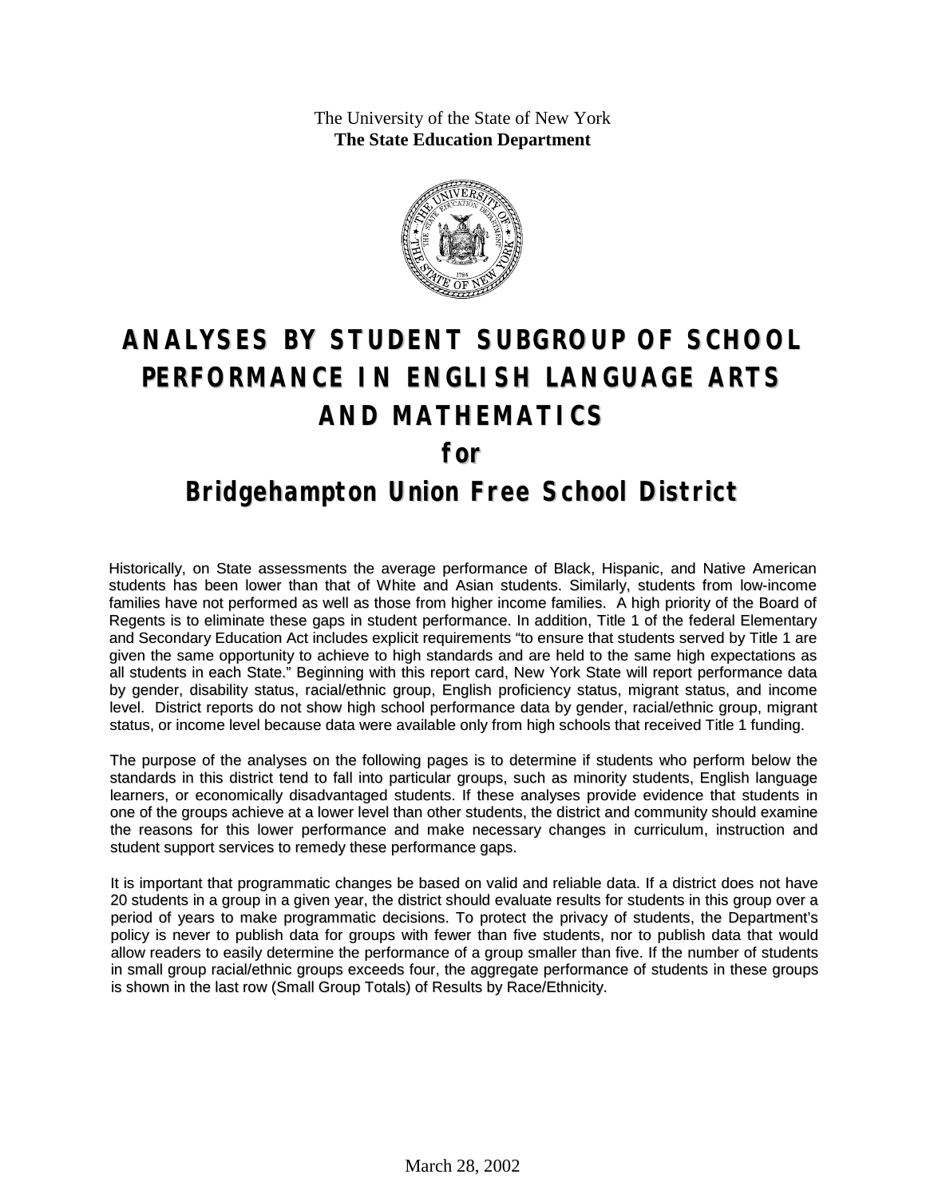The University of the State of New York
**The State Education Department**

# ANALYSES BY STUDENT SUBGROUP OF SCHOOL PERFORMANCE IN ENGLISH LANGUAGE ARTS AND MATHEMATICS

## for

## Bridgehampton Union Free School District

Historically, on State assessments the average performance of Black, Hispanic, and Native American students has been lower than that of White and Asian students. Similarly, students from low-income families have not performed as well as those from higher income families. A high priority of the Board of Regents is to eliminate these gaps in student performance. In addition, Title 1 of the federal Elementary and Secondary Education Act includes explicit requirements "to ensure that students served by Title 1 are given the same opportunity to achieve to high standards and are held to the same high expectations as all students in each State." Beginning with this report card, New York State will report performance data by gender, disability status, racial/ethnic group, English proficiency status, migrant status, and income level. District reports do not show high school performance data by gender, racial/ethnic group, migrant status, or income level because data were available only from high schools that received Title 1 funding.

The purpose of the analyses on the following pages is to determine if students who perform below the standards in this district tend to fall into particular groups, such as minority students, English language learners, or economically disadvantaged students. If these analyses provide evidence that students in one of the groups achieve at a lower level than other students, the district and community should examine the reasons for this lower performance and make necessary changes in curriculum, instruction and student support services to remedy these performance gaps.

It is important that programmatic changes be based on valid and reliable data. If a district does not have 20 students in a group in a given year, the district should evaluate results for students in this group over a period of years to make programmatic decisions. To protect the privacy of students, the Department's policy is never to publish data for groups with fewer than five students, nor to publish data that would allow readers to easily determine the performance of a group smaller than five. If the number of students in small group racial/ethnic groups exceeds four, the aggregate performance of students in these groups is shown in the last row (Small Group Totals) of Results by Race/Ethnicity.

March 28, 2002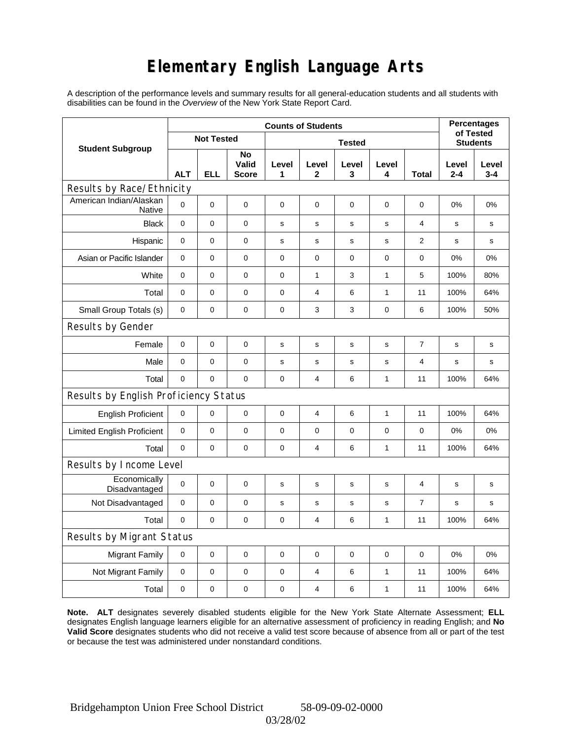# Elementary English Language Arts

A description of the performance levels and summary results for all general-education students and all students with disabilities can be found in the *Overview* of the New York State Report Card.

| Student Subgroup | Counts of Students | | | | | | | | Percentages of Tested Students | |
|---|---|---|---|---|---|---|---|---|---|---|
| | Not Tested | | | Tested | | | | | | |
| | ALT | ELL | No Valid Score | Level 1 | Level 2 | Level 3 | Level 4 | Total | Level 2-4 | Level 3-4 |
| **Results by Race/Ethnicity** | | | | | | | | | | |
| American Indian/Alaskan Native | 0 | 0 | 0 | 0 | 0 | 0 | 0 | 0 | 0% | 0% |
| Black | 0 | 0 | 0 | s | s | s | s | 4 | s | s |
| Hispanic | 0 | 0 | 0 | s | s | s | s | 2 | s | s |
| Asian or Pacific Islander | 0 | 0 | 0 | 0 | 0 | 0 | 0 | 0 | 0% | 0% |
| White | 0 | 0 | 0 | 0 | 1 | 3 | 1 | 5 | 100% | 80% |
| Total | 0 | 0 | 0 | 0 | 4 | 6 | 1 | 11 | 100% | 64% |
| Small Group Totals (s) | 0 | 0 | 0 | 0 | 3 | 3 | 0 | 6 | 100% | 50% |
| **Results by Gender** | | | | | | | | | | |
| Female | 0 | 0 | 0 | s | s | s | s | 7 | s | s |
| Male | 0 | 0 | 0 | s | s | s | s | 4 | s | s |
| Total | 0 | 0 | 0 | 0 | 4 | 6 | 1 | 11 | 100% | 64% |
| **Results by English Proficiency Status** | | | | | | | | | | |
| English Proficient | 0 | 0 | 0 | 0 | 4 | 6 | 1 | 11 | 100% | 64% |
| Limited English Proficient | 0 | 0 | 0 | 0 | 0 | 0 | 0 | 0 | 0% | 0% |
| Total | 0 | 0 | 0 | 0 | 4 | 6 | 1 | 11 | 100% | 64% |
| **Results by Income Level** | | | | | | | | | | |
| Economically Disadvantaged | 0 | 0 | 0 | s | s | s | s | 4 | s | s |
| Not Disadvantaged | 0 | 0 | 0 | s | s | s | s | 7 | s | s |
| Total | 0 | 0 | 0 | 0 | 4 | 6 | 1 | 11 | 100% | 64% |
| **Results by Migrant Status** | | | | | | | | | | |
| Migrant Family | 0 | 0 | 0 | 0 | 0 | 0 | 0 | 0 | 0% | 0% |
| Not Migrant Family | 0 | 0 | 0 | 0 | 4 | 6 | 1 | 11 | 100% | 64% |
| Total | 0 | 0 | 0 | 0 | 4 | 6 | 1 | 11 | 100% | 64% |

**Note. ALT** designates severely disabled students eligible for the New York State Alternate Assessment; **ELL** designates English language learners eligible for an alternative assessment of proficiency in reading English; and **No Valid Score** designates students who did not receive a valid test score because of absence from all or part of the test or because the test was administered under nonstandard conditions.

Bridgehampton Union Free School District 58-09-09-02-0000

03/28/02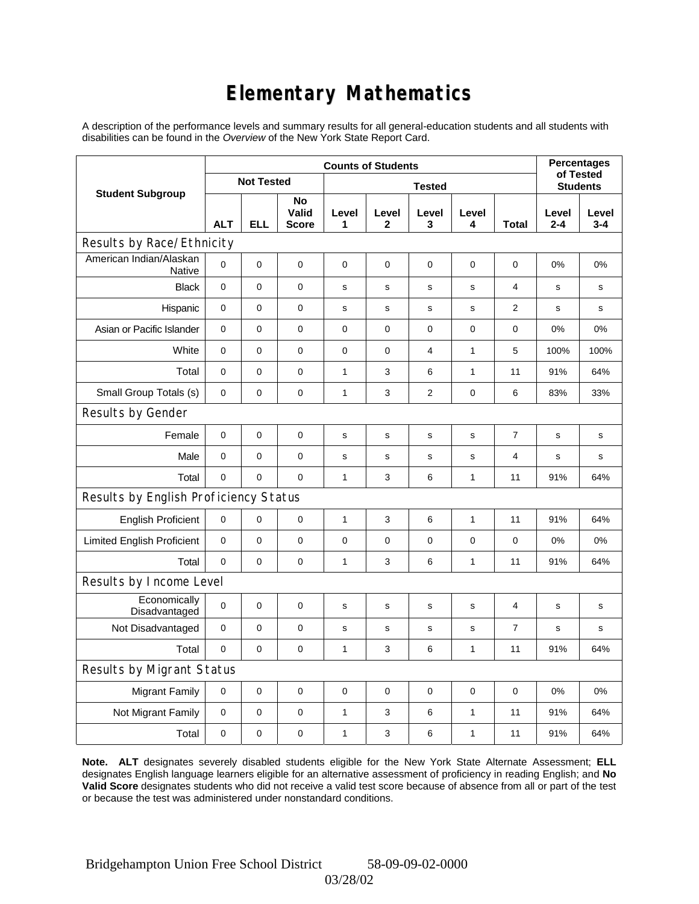# Elementary Mathematics

A description of the performance levels and summary results for all general-education students and all students with disabilities can be found in the *Overview* of the New York State Report Card.

| Student Subgroup | Counts of Students | | | | | | | | Percentages of Tested Students | |
|---|---|---|---|---|---|---|---|---|---|---|
| | Not Tested | | | Tested | | | | | | |
| | ALT | ELL | No Valid Score | Level 1 | Level 2 | Level 3 | Level 4 | Total | Level 2-4 | Level 3-4 |
| **Results by Race/Ethnicity** | | | | | | | | | | |
| American Indian/Alaskan Native | 0 | 0 | 0 | 0 | 0 | 0 | 0 | 0 | 0% | 0% |
| Black | 0 | 0 | 0 | s | s | s | s | 4 | s | s |
| Hispanic | 0 | 0 | 0 | s | s | s | s | 2 | s | s |
| Asian or Pacific Islander | 0 | 0 | 0 | 0 | 0 | 0 | 0 | 0 | 0% | 0% |
| White | 0 | 0 | 0 | 0 | 0 | 4 | 1 | 5 | 100% | 100% |
| Total | 0 | 0 | 0 | 1 | 3 | 6 | 1 | 11 | 91% | 64% |
| Small Group Totals (s) | 0 | 0 | 0 | 1 | 3 | 2 | 0 | 6 | 83% | 33% |
| **Results by Gender** | | | | | | | | | | |
| Female | 0 | 0 | 0 | s | s | s | s | 7 | s | s |
| Male | 0 | 0 | 0 | s | s | s | s | 4 | s | s |
| Total | 0 | 0 | 0 | 1 | 3 | 6 | 1 | 11 | 91% | 64% |
| **Results by English Proficiency Status** | | | | | | | | | | |
| English Proficient | 0 | 0 | 0 | 1 | 3 | 6 | 1 | 11 | 91% | 64% |
| Limited English Proficient | 0 | 0 | 0 | 0 | 0 | 0 | 0 | 0 | 0% | 0% |
| Total | 0 | 0 | 0 | 1 | 3 | 6 | 1 | 11 | 91% | 64% |
| **Results by Income Level** | | | | | | | | | | |
| Economically Disadvantaged | 0 | 0 | 0 | s | s | s | s | 4 | s | s |
| Not Disadvantaged | 0 | 0 | 0 | s | s | s | s | 7 | s | s |
| Total | 0 | 0 | 0 | 1 | 3 | 6 | 1 | 11 | 91% | 64% |
| **Results by Migrant Status** | | | | | | | | | | |
| Migrant Family | 0 | 0 | 0 | 0 | 0 | 0 | 0 | 0 | 0% | 0% |
| Not Migrant Family | 0 | 0 | 0 | 1 | 3 | 6 | 1 | 11 | 91% | 64% |
| Total | 0 | 0 | 0 | 1 | 3 | 6 | 1 | 11 | 91% | 64% |

**Note. ALT** designates severely disabled students eligible for the New York State Alternate Assessment; **ELL** designates English language learners eligible for an alternative assessment of proficiency in reading English; and **No Valid Score** designates students who did not receive a valid test score because of absence from all or part of the test or because the test was administered under nonstandard conditions.

Bridgehampton Union Free School District 58-09-09-02-0000

03/28/02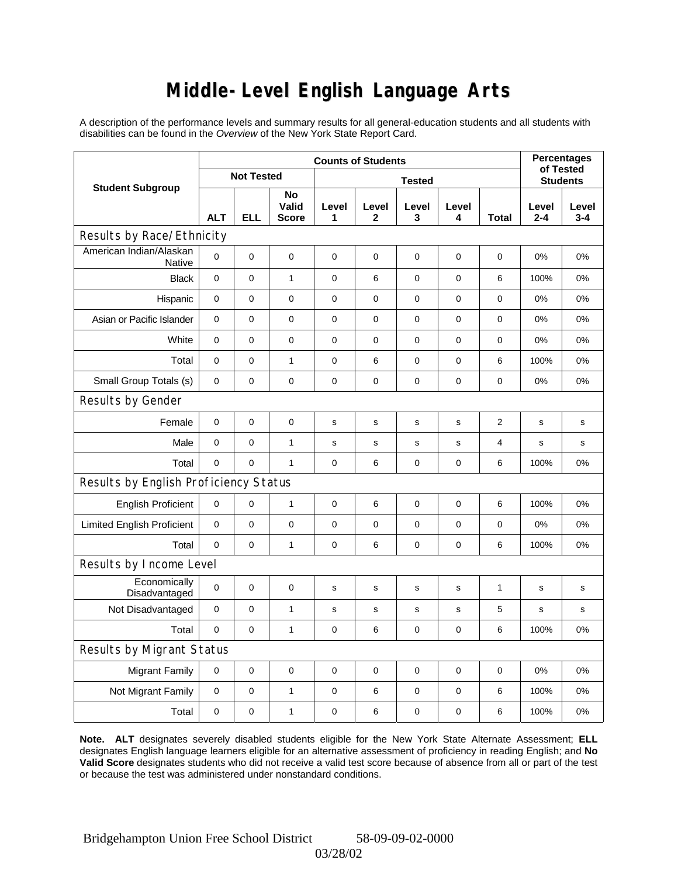# Middle-Level English Language Arts

A description of the performance levels and summary results for all general-education students and all students with disabilities can be found in the *Overview* of the New York State Report Card.

| Student Subgroup | Counts of Students | | | | | | | | Percentages of Tested Students | |
|---|---|---|---|---|---|---|---|---|---|---|
| | Not Tested | | | Tested | | | | | | |
| | ALT | ELL | No Valid Score | Level 1 | Level 2 | Level 3 | Level 4 | Total | Level 2-4 | Level 3-4 |
| **Results by Race/Ethnicity** | | | | | | | | | | |
| American Indian/Alaskan Native | 0 | 0 | 0 | 0 | 0 | 0 | 0 | 0 | 0% | 0% |
| Black | 0 | 0 | 1 | 0 | 6 | 0 | 0 | 6 | 100% | 0% |
| Hispanic | 0 | 0 | 0 | 0 | 0 | 0 | 0 | 0 | 0% | 0% |
| Asian or Pacific Islander | 0 | 0 | 0 | 0 | 0 | 0 | 0 | 0 | 0% | 0% |
| White | 0 | 0 | 0 | 0 | 0 | 0 | 0 | 0 | 0% | 0% |
| Total | 0 | 0 | 1 | 0 | 6 | 0 | 0 | 6 | 100% | 0% |
| Small Group Totals (s) | 0 | 0 | 0 | 0 | 0 | 0 | 0 | 0 | 0% | 0% |
| **Results by Gender** | | | | | | | | | | |
| Female | 0 | 0 | 0 | s | s | s | s | 2 | s | s |
| Male | 0 | 0 | 1 | s | s | s | s | 4 | s | s |
| Total | 0 | 0 | 1 | 0 | 6 | 0 | 0 | 6 | 100% | 0% |
| **Results by English Proficiency Status** | | | | | | | | | | |
| English Proficient | 0 | 0 | 1 | 0 | 6 | 0 | 0 | 6 | 100% | 0% |
| Limited English Proficient | 0 | 0 | 0 | 0 | 0 | 0 | 0 | 0 | 0% | 0% |
| Total | 0 | 0 | 1 | 0 | 6 | 0 | 0 | 6 | 100% | 0% |
| **Results by Income Level** | | | | | | | | | | |
| Economically Disadvantaged | 0 | 0 | 0 | s | s | s | s | 1 | s | s |
| Not Disadvantaged | 0 | 0 | 1 | s | s | s | s | 5 | s | s |
| Total | 0 | 0 | 1 | 0 | 6 | 0 | 0 | 6 | 100% | 0% |
| **Results by Migrant Status** | | | | | | | | | | |
| Migrant Family | 0 | 0 | 0 | 0 | 0 | 0 | 0 | 0 | 0% | 0% |
| Not Migrant Family | 0 | 0 | 1 | 0 | 6 | 0 | 0 | 6 | 100% | 0% |
| Total | 0 | 0 | 1 | 0 | 6 | 0 | 0 | 6 | 100% | 0% |

**Note. ALT** designates severely disabled students eligible for the New York State Alternate Assessment; **ELL** designates English language learners eligible for an alternative assessment of proficiency in reading English; and **No Valid Score** designates students who did not receive a valid test score because of absence from all or part of the test or because the test was administered under nonstandard conditions.

Bridgehampton Union Free School District 58-09-09-02-0000

03/28/02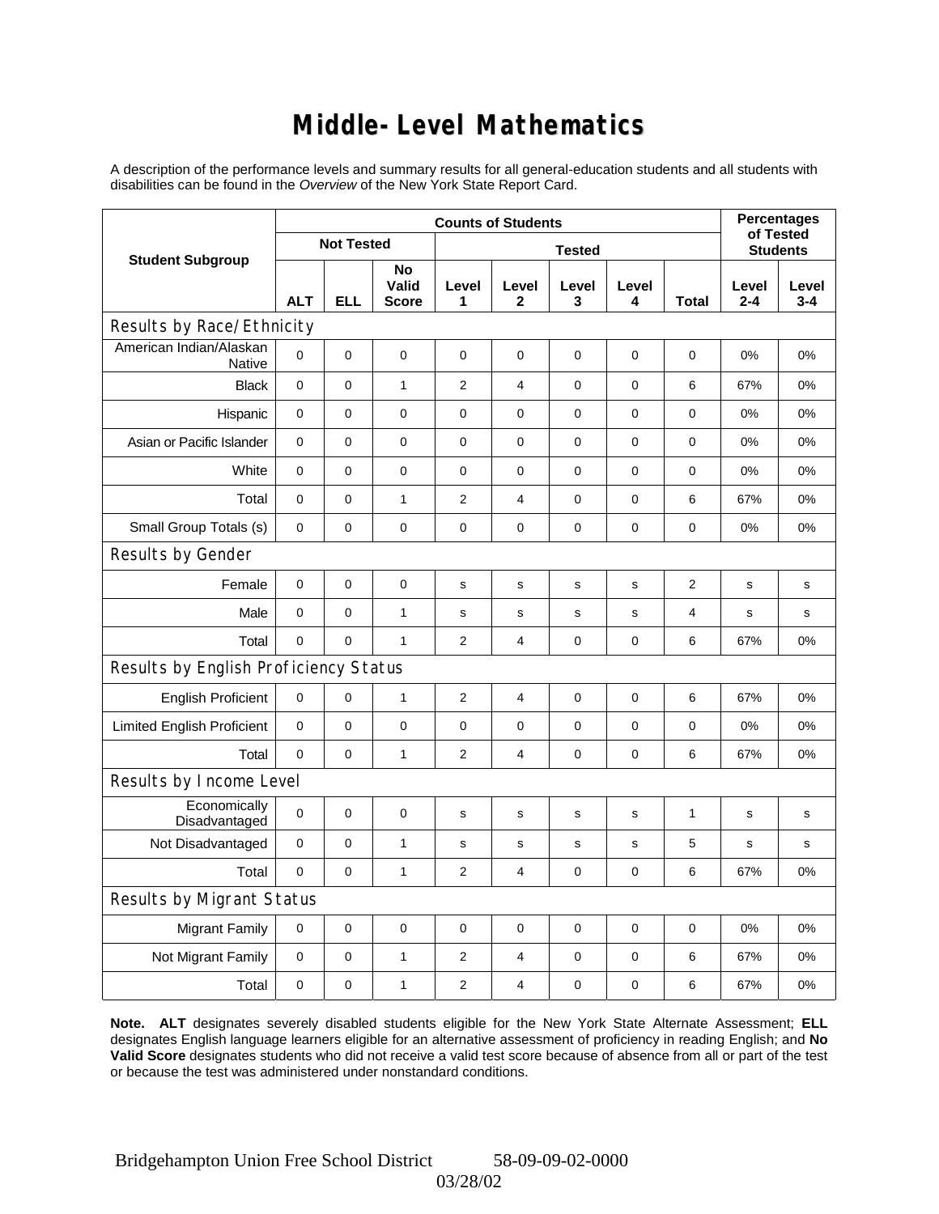# Middle-Level Mathematics

A description of the performance levels and summary results for all general-education students and all students with disabilities can be found in the *Overview* of the New York State Report Card.

| Student Subgroup | Counts of Students | | | | | | | | Percentages of Tested Students | |
|---|---|---|---|---|---|---|---|---|---|---|
| | Not Tested | | | Tested | | | | | | |
| | ALT | ELL | No Valid Score | Level 1 | Level 2 | Level 3 | Level 4 | Total | Level 2-4 | Level 3-4 |
| **Results by Race/Ethnicity** | | | | | | | | | | |
| American Indian/Alaskan Native | 0 | 0 | 0 | 0 | 0 | 0 | 0 | 0 | 0% | 0% |
| Black | 0 | 0 | 1 | 2 | 4 | 0 | 0 | 6 | 67% | 0% |
| Hispanic | 0 | 0 | 0 | 0 | 0 | 0 | 0 | 0 | 0% | 0% |
| Asian or Pacific Islander | 0 | 0 | 0 | 0 | 0 | 0 | 0 | 0 | 0% | 0% |
| White | 0 | 0 | 0 | 0 | 0 | 0 | 0 | 0 | 0% | 0% |
| Total | 0 | 0 | 1 | 2 | 4 | 0 | 0 | 6 | 67% | 0% |
| Small Group Totals (s) | 0 | 0 | 0 | 0 | 0 | 0 | 0 | 0 | 0% | 0% |
| **Results by Gender** | | | | | | | | | | |
| Female | 0 | 0 | 0 | s | s | s | s | 2 | s | s |
| Male | 0 | 0 | 1 | s | s | s | s | 4 | s | s |
| Total | 0 | 0 | 1 | 2 | 4 | 0 | 0 | 6 | 67% | 0% |
| **Results by English Proficiency Status** | | | | | | | | | | |
| English Proficient | 0 | 0 | 1 | 2 | 4 | 0 | 0 | 6 | 67% | 0% |
| Limited English Proficient | 0 | 0 | 0 | 0 | 0 | 0 | 0 | 0 | 0% | 0% |
| Total | 0 | 0 | 1 | 2 | 4 | 0 | 0 | 6 | 67% | 0% |
| **Results by Income Level** | | | | | | | | | | |
| Economically Disadvantaged | 0 | 0 | 0 | s | s | s | s | 1 | s | s |
| Not Disadvantaged | 0 | 0 | 1 | s | s | s | s | 5 | s | s |
| Total | 0 | 0 | 1 | 2 | 4 | 0 | 0 | 6 | 67% | 0% |
| **Results by Migrant Status** | | | | | | | | | | |
| Migrant Family | 0 | 0 | 0 | 0 | 0 | 0 | 0 | 0 | 0% | 0% |
| Not Migrant Family | 0 | 0 | 1 | 2 | 4 | 0 | 0 | 6 | 67% | 0% |
| Total | 0 | 0 | 1 | 2 | 4 | 0 | 0 | 6 | 67% | 0% |

**Note. ALT** designates severely disabled students eligible for the New York State Alternate Assessment; **ELL** designates English language learners eligible for an alternative assessment of proficiency in reading English; and **No Valid Score** designates students who did not receive a valid test score because of absence from all or part of the test or because the test was administered under nonstandard conditions.

Bridgehampton Union Free School District 58-09-09-02-0000

03/28/02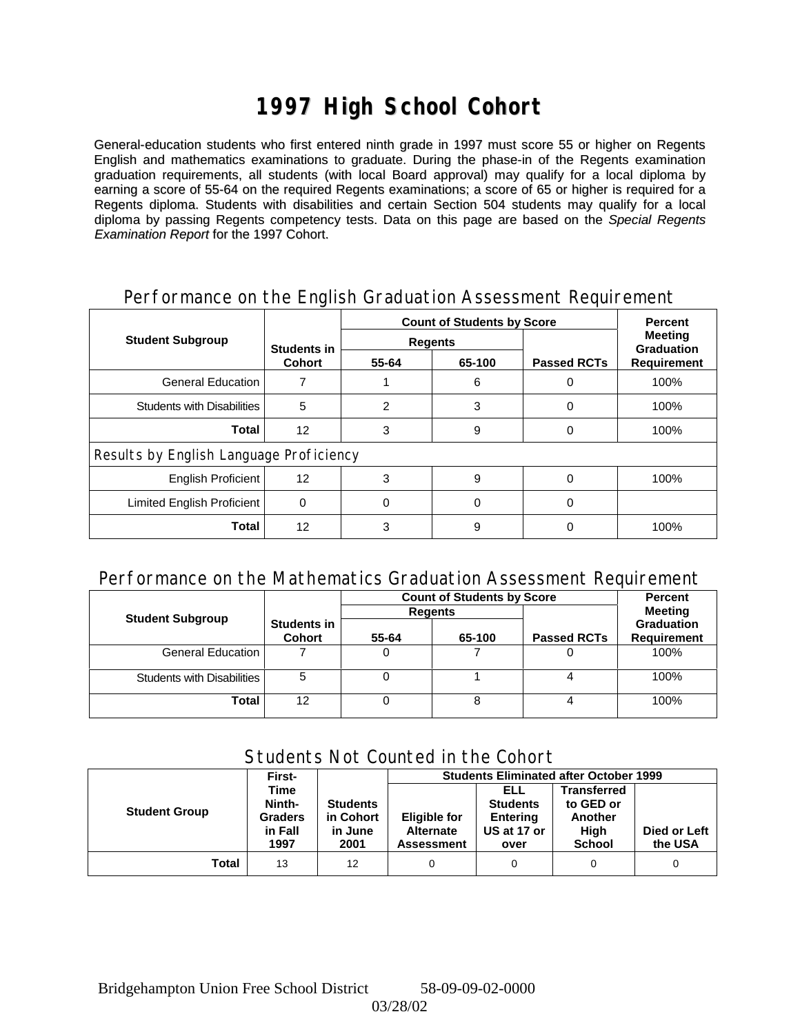# 1997 High School Cohort

General-education students who first entered ninth grade in 1997 must score 55 or higher on Regents English and mathematics examinations to graduate. During the phase-in of the Regents examination graduation requirements, all students (with local Board approval) may qualify for a local diploma by earning a score of 55-64 on the required Regents examinations; a score of 65 or higher is required for a Regents diploma. Students with disabilities and certain Section 504 students may qualify for a local diploma by passing Regents competency tests. Data on this page are based on the *Special Regents Examination Report* for the 1997 Cohort.

## Performance on the English Graduation Assessment Requirement

| Student Subgroup | Students in Cohort | Count of Students by Score | | | Percent Meeting Graduation Requirement |
|---|---|---|---|---|---|
| | | Regents | | | |
| | | 55-64 | 65-100 | Passed RCTs | |
| General Education | 7 | 1 | 6 | 0 | 100% |
| Students with Disabilities | 5 | 2 | 3 | 0 | 100% |
| **Total** | 12 | 3 | 9 | 0 | 100% |
| Results by English Language Proficiency | | | | | |
| English Proficient | 12 | 3 | 9 | 0 | 100% |
| Limited English Proficient | 0 | 0 | 0 | 0 | |
| **Total** | 12 | 3 | 9 | 0 | 100% |

## Performance on the Mathematics Graduation Assessment Requirement

| Student Subgroup | Students in Cohort | Count of Students by Score | | | Percent Meeting Graduation Requirement |
|---|---|---|---|---|---|
| | | Regents | | | |
| | | 55-64 | 65-100 | Passed RCTs | |
| General Education | 7 | 0 | 7 | 0 | 100% |
| Students with Disabilities | 5 | 0 | 1 | 4 | 100% |
| **Total** | 12 | 0 | 8 | 4 | 100% |

## Students Not Counted in the Cohort

| Student Group | First-Time Ninth-Graders in Fall 1997 | Students in Cohort in June 2001 | Students Eliminated after October 1999 | | | |
|---|---|---|---|---|---|---|
| | | | Eligible for Alternate Assessment | ELL Students Entering US at 17 or over | Transferred to GED or Another High School | Died or Left the USA |
| **Total** | 13 | 12 | 0 | 0 | 0 | 0 |

Bridgehampton Union Free School District 58-09-09-02-0000

03/28/02